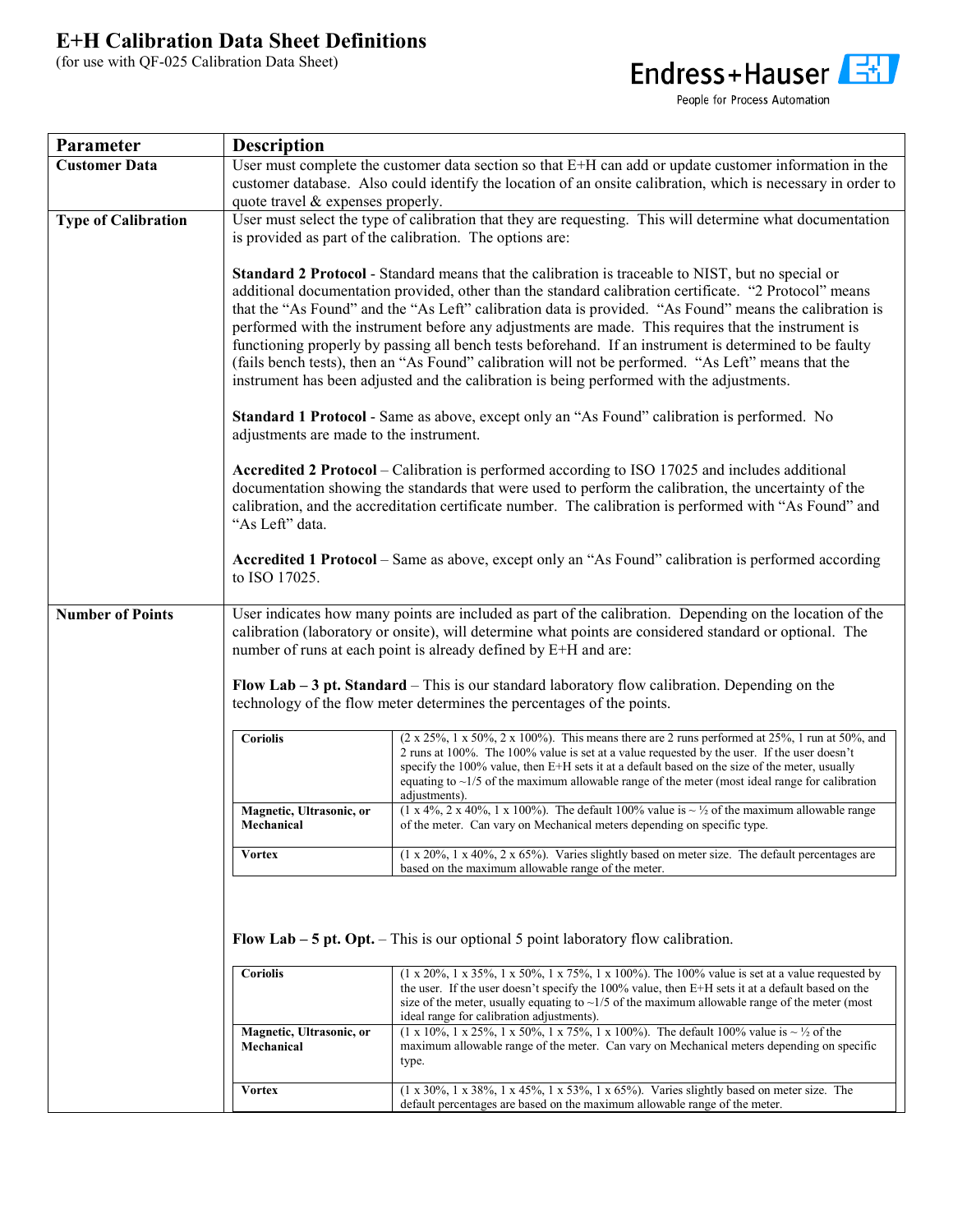# E+H Calibration Data Sheet Definitions

(for use with QF-025 Calibration Data Sheet)

Endress+Hauser
People for Process Automation

| Parameter | Description |
|---|---|
| **Customer Data** | User must complete the customer data section so that E+H can add or update customer information in the customer database. Also could identify the location of an onsite calibration, which is necessary in order to quote travel & expenses properly. |
| **Type of Calibration** | User must select the type of calibration that they are requesting. This will determine what documentation is provided as part of the calibration. The options are:<br><br>**Standard 2 Protocol** - Standard means that the calibration is traceable to NIST, but no special or additional documentation provided, other than the standard calibration certificate. "2 Protocol" means that the "As Found" and the "As Left" calibration data is provided. "As Found" means the calibration is performed with the instrument before any adjustments are made. This requires that the instrument is functioning properly by passing all bench tests beforehand. If an instrument is determined to be faulty (fails bench tests), then an "As Found" calibration will not be performed. "As Left" means that the instrument has been adjusted and the calibration is being performed with the adjustments.<br><br>**Standard 1 Protocol** - Same as above, except only an "As Found" calibration is performed. No adjustments are made to the instrument.<br><br>**Accredited 2 Protocol** – Calibration is performed according to ISO 17025 and includes additional documentation showing the standards that were used to perform the calibration, the uncertainty of the calibration, and the accreditation certificate number. The calibration is performed with "As Found" and "As Left" data.<br><br>**Accredited 1 Protocol** – Same as above, except only an "As Found" calibration is performed according to ISO 17025. |
| **Number of Points** | User indicates how many points are included as part of the calibration. Depending on the location of the calibration (laboratory or onsite), will determine what points are considered standard or optional. The number of runs at each point is already defined by E+H and are:<br><br>**Flow Lab – 3 pt. Standard** – This is our standard laboratory flow calibration. Depending on the technology of the flow meter determines the percentages of the points. |

**Flow Lab – 3 pt. Standard**

| | |
|---|---|
| **Coriolis** | (2 x 25%, 1 x 50%, 2 x 100%). This means there are 2 runs performed at 25%, 1 run at 50%, and 2 runs at 100%. The 100% value is set at a value requested by the user. If the user doesn't specify the 100% value, then E+H sets it at a default based on the size of the meter, usually equating to ~1/5 of the maximum allowable range of the meter (most ideal range for calibration adjustments). |
| **Magnetic, Ultrasonic, or Mechanical** | (1 x 4%, 2 x 40%, 1 x 100%). The default 100% value is ~ ½ of the maximum allowable range of the meter. Can vary on Mechanical meters depending on specific type. |
| **Vortex** | (1 x 20%, 1 x 40%, 2 x 65%). Varies slightly based on meter size. The default percentages are based on the maximum allowable range of the meter. |

**Flow Lab – 5 pt. Opt.** – This is our optional 5 point laboratory flow calibration.

| | |
|---|---|
| **Coriolis** | (1 x 20%, 1 x 35%, 1 x 50%, 1 x 75%, 1 x 100%). The 100% value is set at a value requested by the user. If the user doesn't specify the 100% value, then E+H sets it at a default based on the size of the meter, usually equating to ~1/5 of the maximum allowable range of the meter (most ideal range for calibration adjustments). |
| **Magnetic, Ultrasonic, or Mechanical** | (1 x 10%, 1 x 25%, 1 x 50%, 1 x 75%, 1 x 100%). The default 100% value is ~ ½ of the maximum allowable range of the meter. Can vary on Mechanical meters depending on specific type. |
| **Vortex** | (1 x 30%, 1 x 38%, 1 x 45%, 1 x 53%, 1 x 65%). Varies slightly based on meter size. The default percentages are based on the maximum allowable range of the meter. |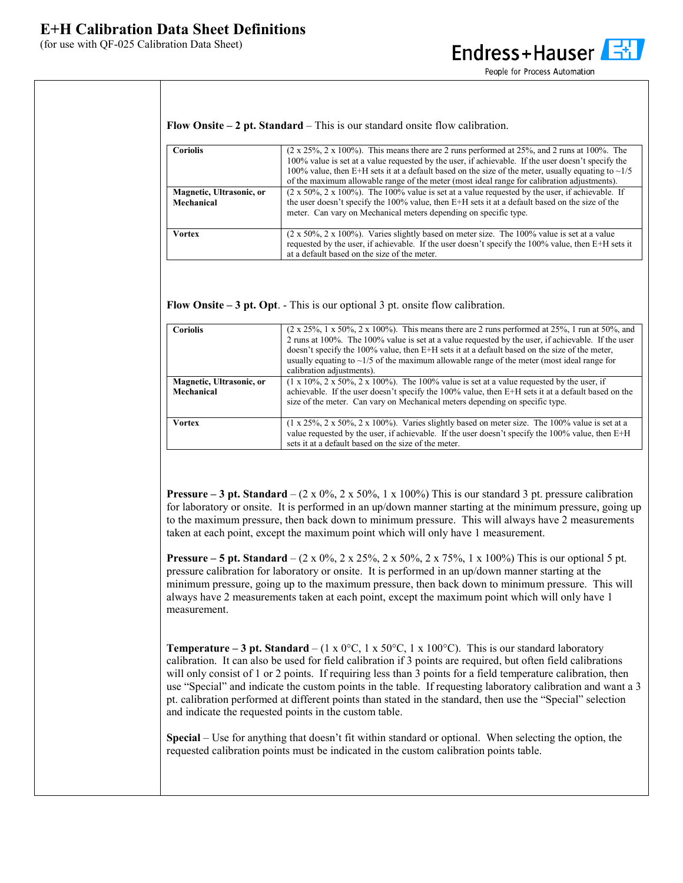# E+H Calibration Data Sheet Definitions

(for use with QF-025 Calibration Data Sheet)

**Flow Onsite – 2 pt. Standard** – This is our standard onsite flow calibration.

| | |
|---|---|
| **Coriolis** | (2 x 25%, 2 x 100%). This means there are 2 runs performed at 25%, and 2 runs at 100%. The 100% value is set at a value requested by the user, if achievable. If the user doesn't specify the 100% value, then E+H sets it at a default based on the size of the meter, usually equating to ~1/5 of the maximum allowable range of the meter (most ideal range for calibration adjustments). |
| **Magnetic, Ultrasonic, or Mechanical** | (2 x 50%, 2 x 100%). The 100% value is set at a value requested by the user, if achievable. If the user doesn't specify the 100% value, then E+H sets it at a default based on the size of the meter. Can vary on Mechanical meters depending on specific type. |
| **Vortex** | (2 x 50%, 2 x 100%). Varies slightly based on meter size. The 100% value is set at a value requested by the user, if achievable. If the user doesn't specify the 100% value, then E+H sets it at a default based on the size of the meter. |

**Flow Onsite – 3 pt. Opt**. - This is our optional 3 pt. onsite flow calibration.

| | |
|---|---|
| **Coriolis** | (2 x 25%, 1 x 50%, 2 x 100%). This means there are 2 runs performed at 25%, 1 run at 50%, and 2 runs at 100%. The 100% value is set at a value requested by the user, if achievable. If the user doesn't specify the 100% value, then E+H sets it at a default based on the size of the meter, usually equating to ~1/5 of the maximum allowable range of the meter (most ideal range for calibration adjustments). |
| **Magnetic, Ultrasonic, or Mechanical** | (1 x 10%, 2 x 50%, 2 x 100%). The 100% value is set at a value requested by the user, if achievable. If the user doesn't specify the 100% value, then E+H sets it at a default based on the size of the meter. Can vary on Mechanical meters depending on specific type. |
| **Vortex** | (1 x 25%, 2 x 50%, 2 x 100%). Varies slightly based on meter size. The 100% value is set at a value requested by the user, if achievable. If the user doesn't specify the 100% value, then E+H sets it at a default based on the size of the meter. |

**Pressure – 3 pt. Standard** – (2 x 0%, 2 x 50%, 1 x 100%) This is our standard 3 pt. pressure calibration for laboratory or onsite. It is performed in an up/down manner starting at the minimum pressure, going up to the maximum pressure, then back down to minimum pressure. This will always have 2 measurements taken at each point, except the maximum point which will only have 1 measurement.

**Pressure – 5 pt. Standard** – (2 x 0%, 2 x 25%, 2 x 50%, 2 x 75%, 1 x 100%) This is our optional 5 pt. pressure calibration for laboratory or onsite. It is performed in an up/down manner starting at the minimum pressure, going up to the maximum pressure, then back down to minimum pressure. This will always have 2 measurements taken at each point, except the maximum point which will only have 1 measurement.

**Temperature – 3 pt. Standard** – (1 x 0°C, 1 x 50°C, 1 x 100°C). This is our standard laboratory calibration. It can also be used for field calibration if 3 points are required, but often field calibrations will only consist of 1 or 2 points. If requiring less than 3 points for a field temperature calibration, then use "Special" and indicate the custom points in the table. If requesting laboratory calibration and want a 3 pt. calibration performed at different points than stated in the standard, then use the "Special" selection and indicate the requested points in the custom table.

**Special** – Use for anything that doesn't fit within standard or optional. When selecting the option, the requested calibration points must be indicated in the custom calibration points table.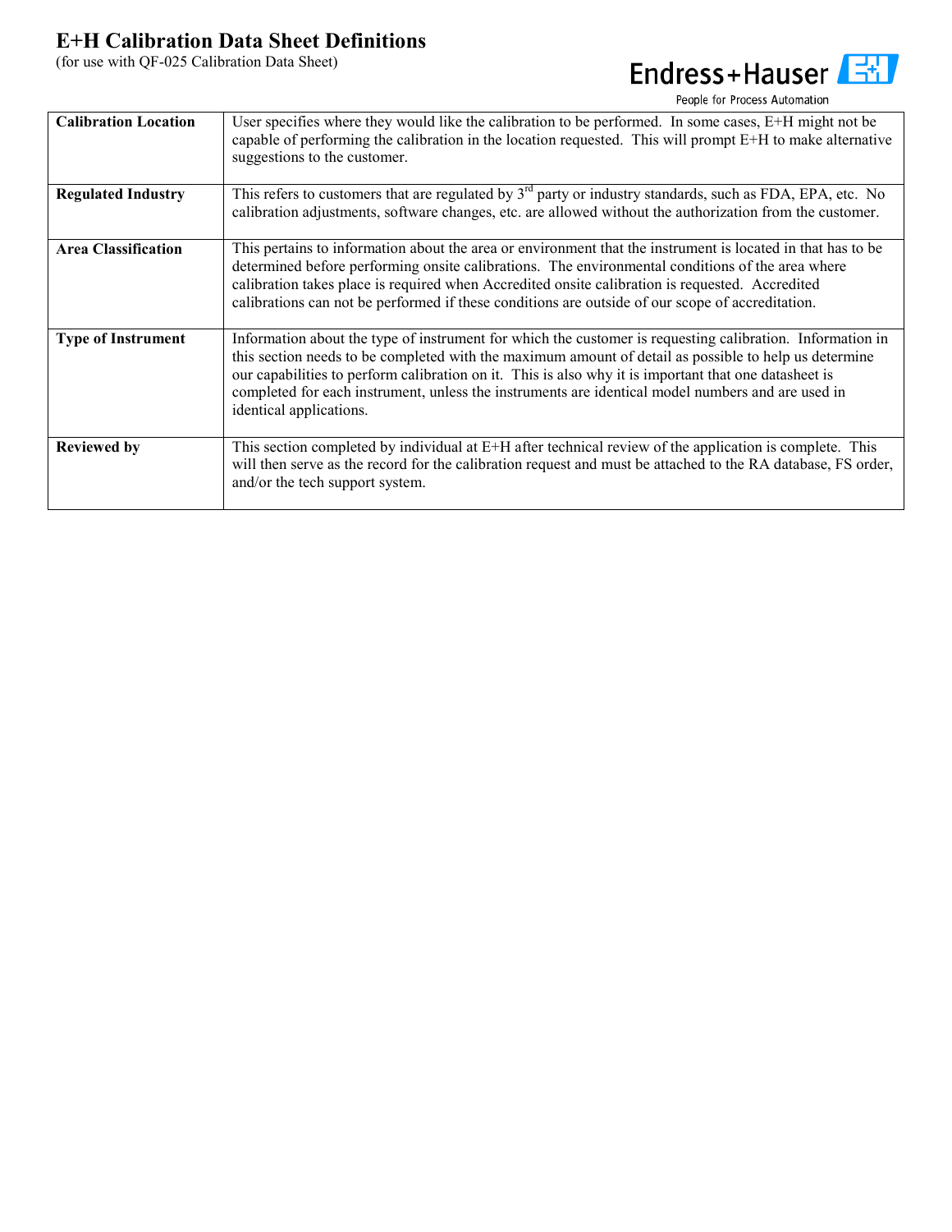# E+H Calibration Data Sheet Definitions

(for use with QF-025 Calibration Data Sheet)

Endress+Hauser

People for Process Automation

| | |
|---|---|
| **Calibration Location** | User specifies where they would like the calibration to be performed. In some cases, E+H might not be capable of performing the calibration in the location requested. This will prompt E+H to make alternative suggestions to the customer. |
| **Regulated Industry** | This refers to customers that are regulated by 3rd party or industry standards, such as FDA, EPA, etc. No calibration adjustments, software changes, etc. are allowed without the authorization from the customer. |
| **Area Classification** | This pertains to information about the area or environment that the instrument is located in that has to be determined before performing onsite calibrations. The environmental conditions of the area where calibration takes place is required when Accredited onsite calibration is requested. Accredited calibrations can not be performed if these conditions are outside of our scope of accreditation. |
| **Type of Instrument** | Information about the type of instrument for which the customer is requesting calibration. Information in this section needs to be completed with the maximum amount of detail as possible to help us determine our capabilities to perform calibration on it. This is also why it is important that one datasheet is completed for each instrument, unless the instruments are identical model numbers and are used in identical applications. |
| **Reviewed by** | This section completed by individual at E+H after technical review of the application is complete. This will then serve as the record for the calibration request and must be attached to the RA database, FS order, and/or the tech support system. |